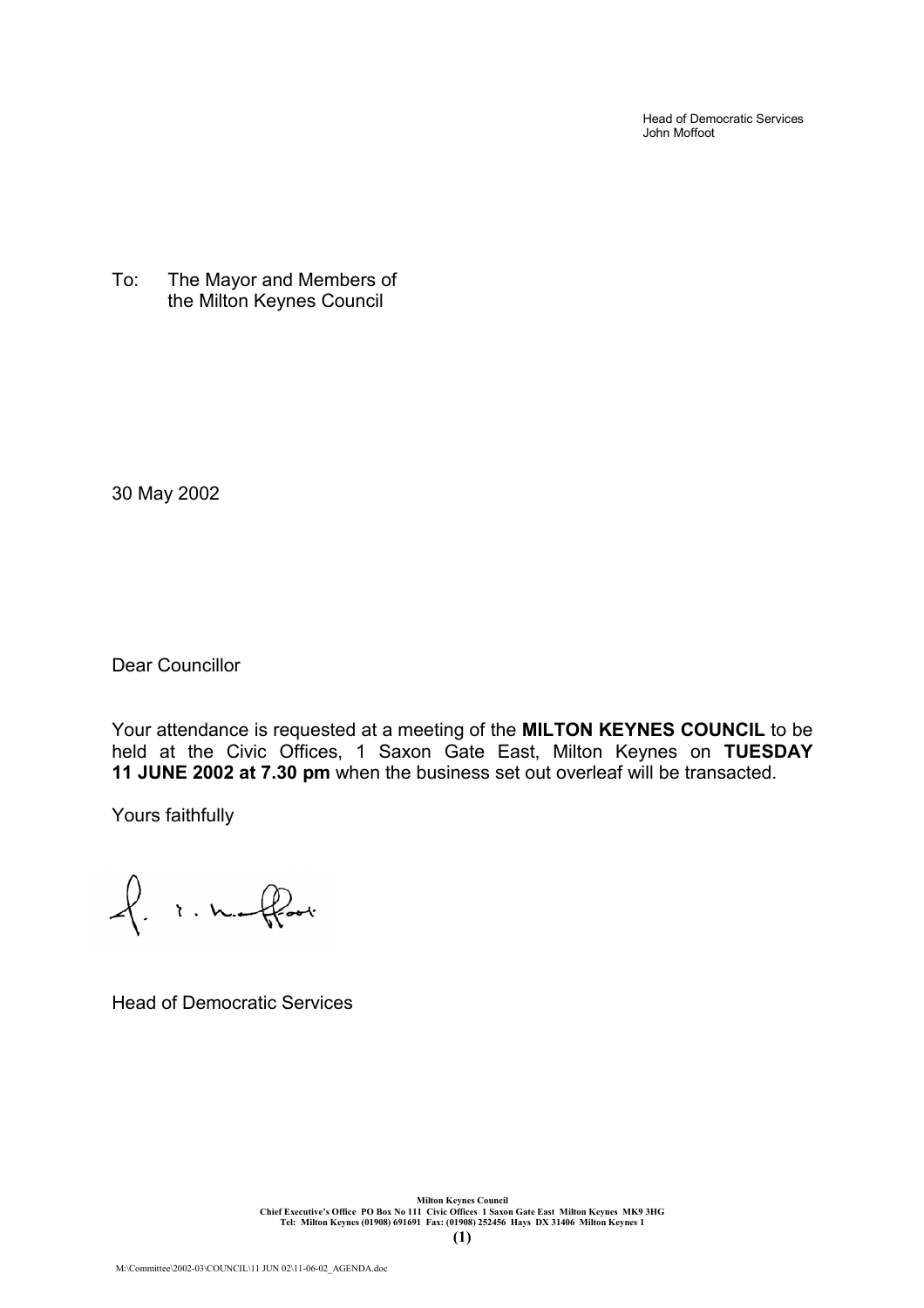Head of Democratic Services
John Moffoot

To: The Mayor and Members of
the Milton Keynes Council

30 May 2002

Dear Councillor

Your attendance is requested at a meeting of the **MILTON KEYNES COUNCIL** to be held at the Civic Offices, 1 Saxon Gate East, Milton Keynes on **TUESDAY 11 JUNE 2002 at 7.30 pm** when the business set out overleaf will be transacted.

Yours faithfully

Head of Democratic Services

**Milton Keynes Council**
**Chief Executive's Office PO Box No 111 Civic Offices 1 Saxon Gate East Milton Keynes MK9 3HG**
**Tel: Milton Keynes (01908) 691691 Fax: (01908) 252456 Hays DX 31406 Milton Keynes 1**

M:\Committee\2002-03\COUNCIL\11 JUN 02\11-06-02_AGENDA.doc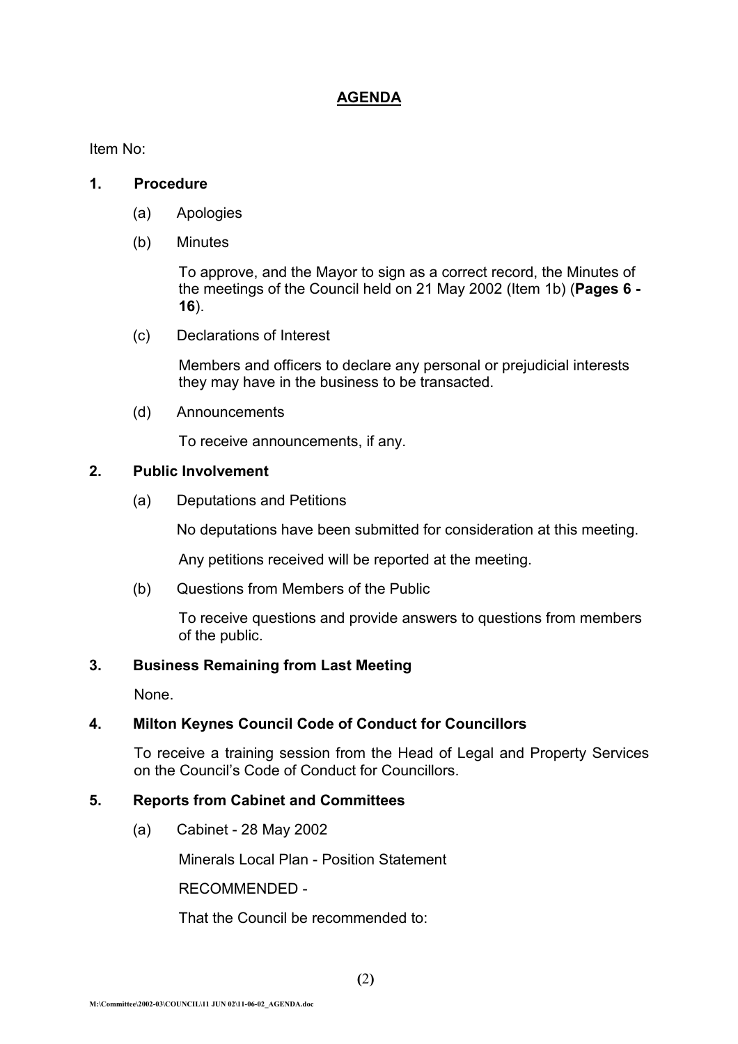# AGENDA

Item No:

**1. Procedure**

(a) Apologies

(b) Minutes

To approve, and the Mayor to sign as a correct record, the Minutes of the meetings of the Council held on 21 May 2002 (Item 1b) (**Pages 6 - 16**).

(c) Declarations of Interest

Members and officers to declare any personal or prejudicial interests they may have in the business to be transacted.

(d) Announcements

To receive announcements, if any.

**2. Public Involvement**

(a) Deputations and Petitions

No deputations have been submitted for consideration at this meeting.

Any petitions received will be reported at the meeting.

(b) Questions from Members of the Public

To receive questions and provide answers to questions from members of the public.

**3. Business Remaining from Last Meeting**

None.

**4. Milton Keynes Council Code of Conduct for Councillors**

To receive a training session from the Head of Legal and Property Services on the Council's Code of Conduct for Councillors.

**5. Reports from Cabinet and Committees**

(a) Cabinet - 28 May 2002

Minerals Local Plan - Position Statement

RECOMMENDED -

That the Council be recommended to: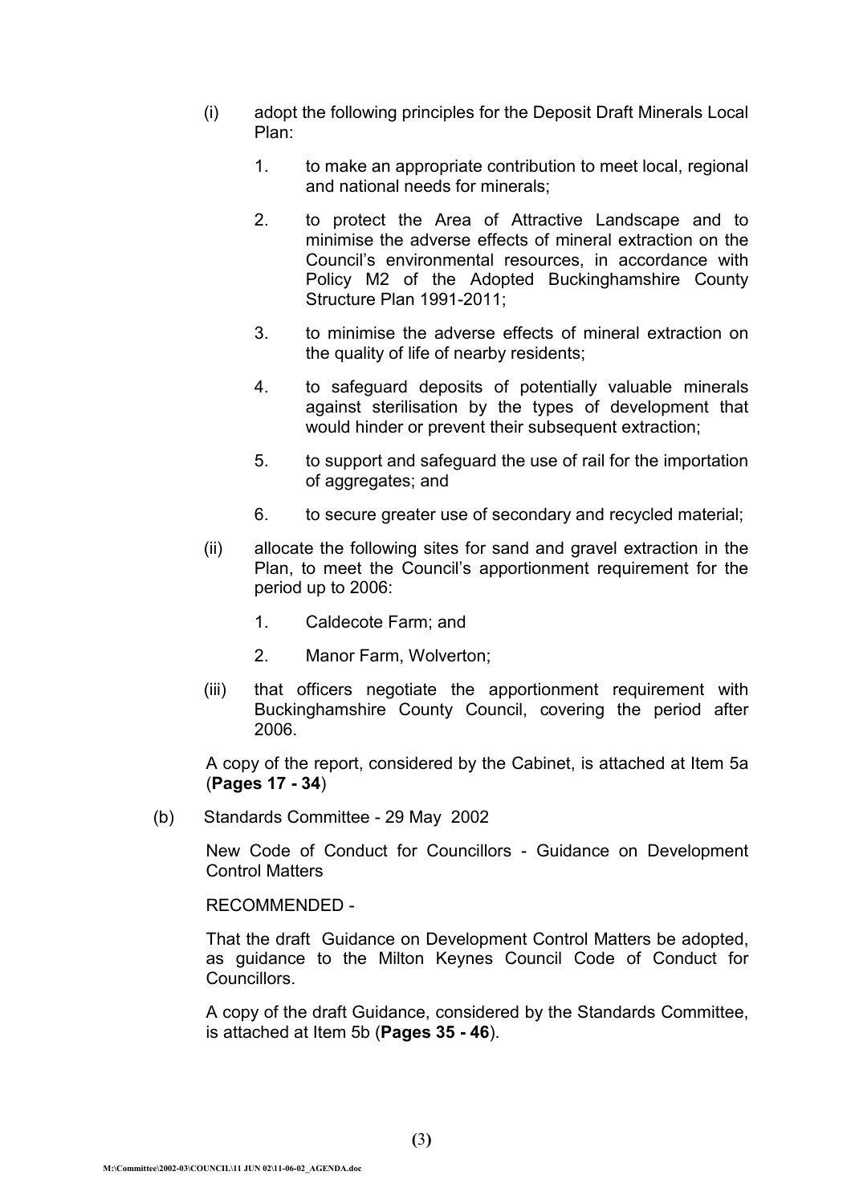(i) adopt the following principles for the Deposit Draft Minerals Local Plan:

1. to make an appropriate contribution to meet local, regional and national needs for minerals;

2. to protect the Area of Attractive Landscape and to minimise the adverse effects of mineral extraction on the Council's environmental resources, in accordance with Policy M2 of the Adopted Buckinghamshire County Structure Plan 1991-2011;

3. to minimise the adverse effects of mineral extraction on the quality of life of nearby residents;

4. to safeguard deposits of potentially valuable minerals against sterilisation by the types of development that would hinder or prevent their subsequent extraction;

5. to support and safeguard the use of rail for the importation of aggregates; and

6. to secure greater use of secondary and recycled material;

(ii) allocate the following sites for sand and gravel extraction in the Plan, to meet the Council's apportionment requirement for the period up to 2006:

1. Caldecote Farm; and

2. Manor Farm, Wolverton;

(iii) that officers negotiate the apportionment requirement with Buckinghamshire County Council, covering the period after 2006.

A copy of the report, considered by the Cabinet, is attached at Item 5a (**Pages 17 - 34**)

(b) Standards Committee - 29 May 2002

New Code of Conduct for Councillors - Guidance on Development Control Matters

RECOMMENDED -

That the draft Guidance on Development Control Matters be adopted, as guidance to the Milton Keynes Council Code of Conduct for Councillors.

A copy of the draft Guidance, considered by the Standards Committee, is attached at Item 5b (**Pages 35 - 46**).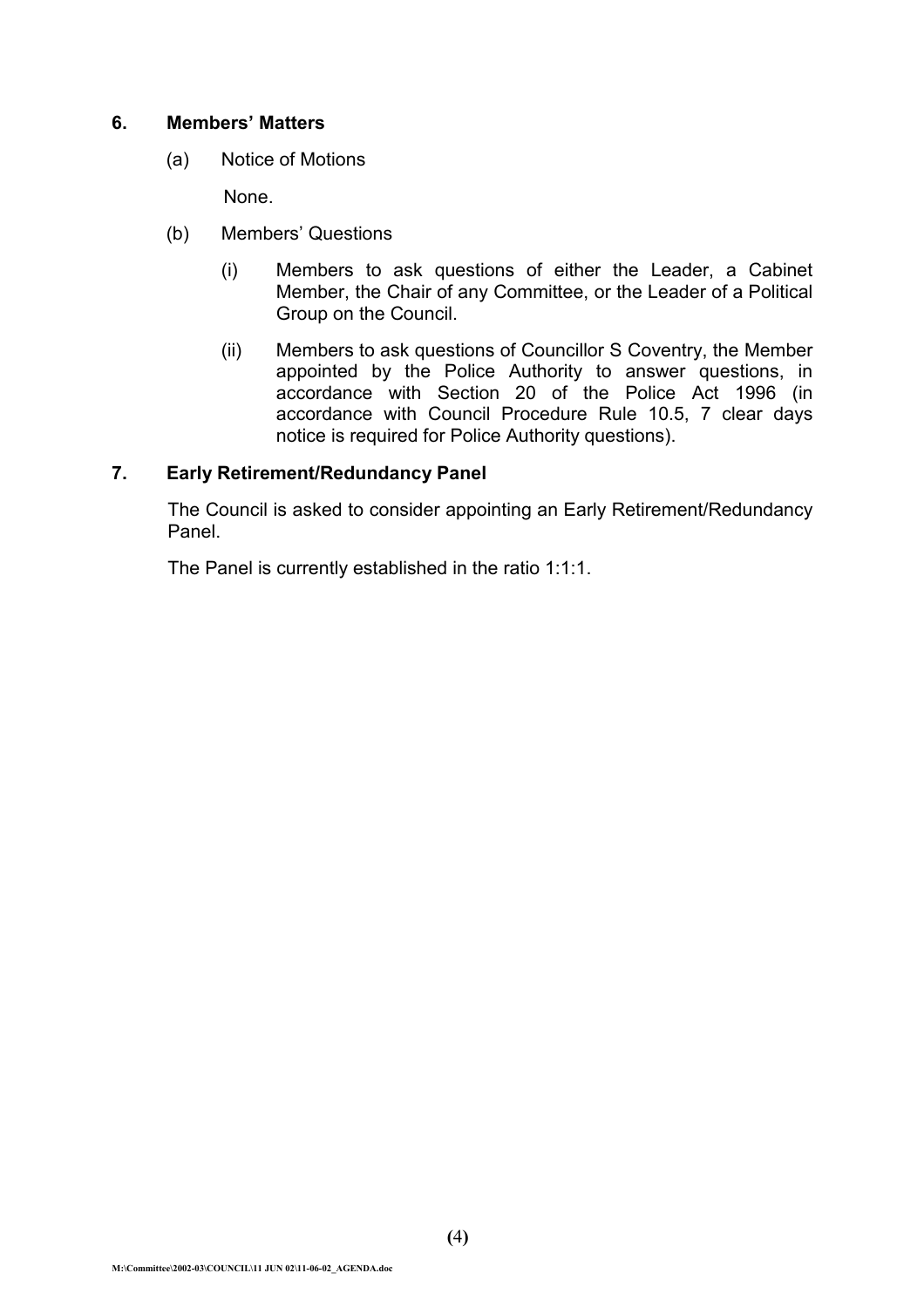## 6. Members' Matters

(a) Notice of Motions

None.

(b) Members' Questions

(i) Members to ask questions of either the Leader, a Cabinet Member, the Chair of any Committee, or the Leader of a Political Group on the Council.

(ii) Members to ask questions of Councillor S Coventry, the Member appointed by the Police Authority to answer questions, in accordance with Section 20 of the Police Act 1996 (in accordance with Council Procedure Rule 10.5, 7 clear days notice is required for Police Authority questions).

## 7. Early Retirement/Redundancy Panel

The Council is asked to consider appointing an Early Retirement/Redundancy Panel.

The Panel is currently established in the ratio 1:1:1.